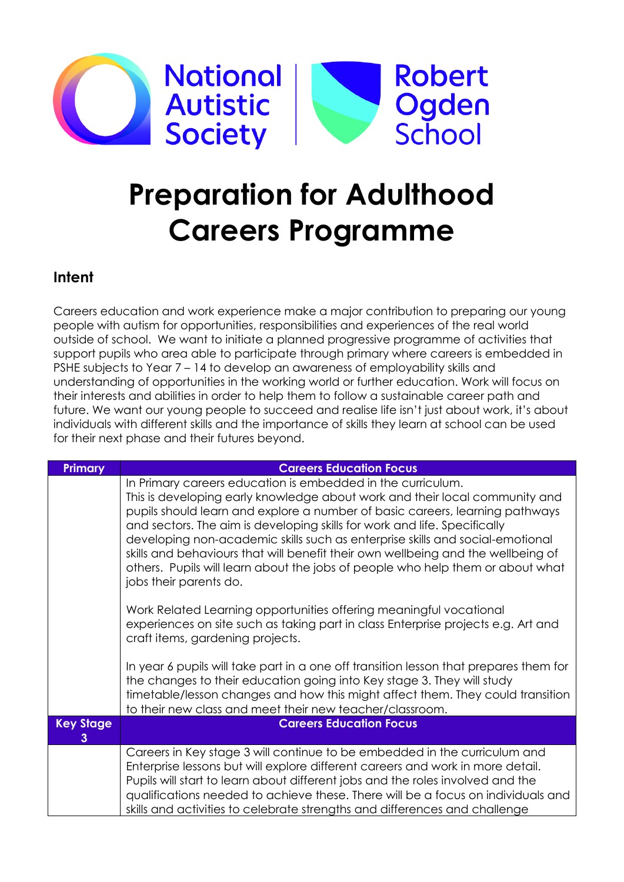National Autistic Society | Robert Ogden School

# Preparation for Adulthood Careers Programme

## Intent

Careers education and work experience make a major contribution to preparing our young people with autism for opportunities, responsibilities and experiences of the real world outside of school. We want to initiate a planned progressive programme of activities that support pupils who area able to participate through primary where careers is embedded in PSHE subjects to Year 7 – 14 to develop an awareness of employability skills and understanding of opportunities in the working world or further education. Work will focus on their interests and abilities in order to help them to follow a sustainable career path and future. We want our young people to succeed and realise life isn't just about work, it's about individuals with different skills and the importance of skills they learn at school can be used for their next phase and their futures beyond.

| Primary | Careers Education Focus |
|---|---|
| | In Primary careers education is embedded in the curriculum. This is developing early knowledge about work and their local community and pupils should learn and explore a number of basic careers, learning pathways and sectors. The aim is developing skills for work and life. Specifically developing non-academic skills such as enterprise skills and social-emotional skills and behaviours that will benefit their own wellbeing and the wellbeing of others. Pupils will learn about the jobs of people who help them or about what jobs their parents do.<br><br>Work Related Learning opportunities offering meaningful vocational experiences on site such as taking part in class Enterprise projects e.g. Art and craft items, gardening projects.<br><br>In year 6 pupils will take part in a one off transition lesson that prepares them for the changes to their education going into Key stage 3. They will study timetable/lesson changes and how this might affect them. They could transition to their new class and meet their new teacher/classroom. |
| **Key Stage 3** | **Careers Education Focus** |
| | Careers in Key stage 3 will continue to be embedded in the curriculum and Enterprise lessons but will explore different careers and work in more detail. Pupils will start to learn about different jobs and the roles involved and the qualifications needed to achieve these. There will be a focus on individuals and skills and activities to celebrate strengths and differences and challenge |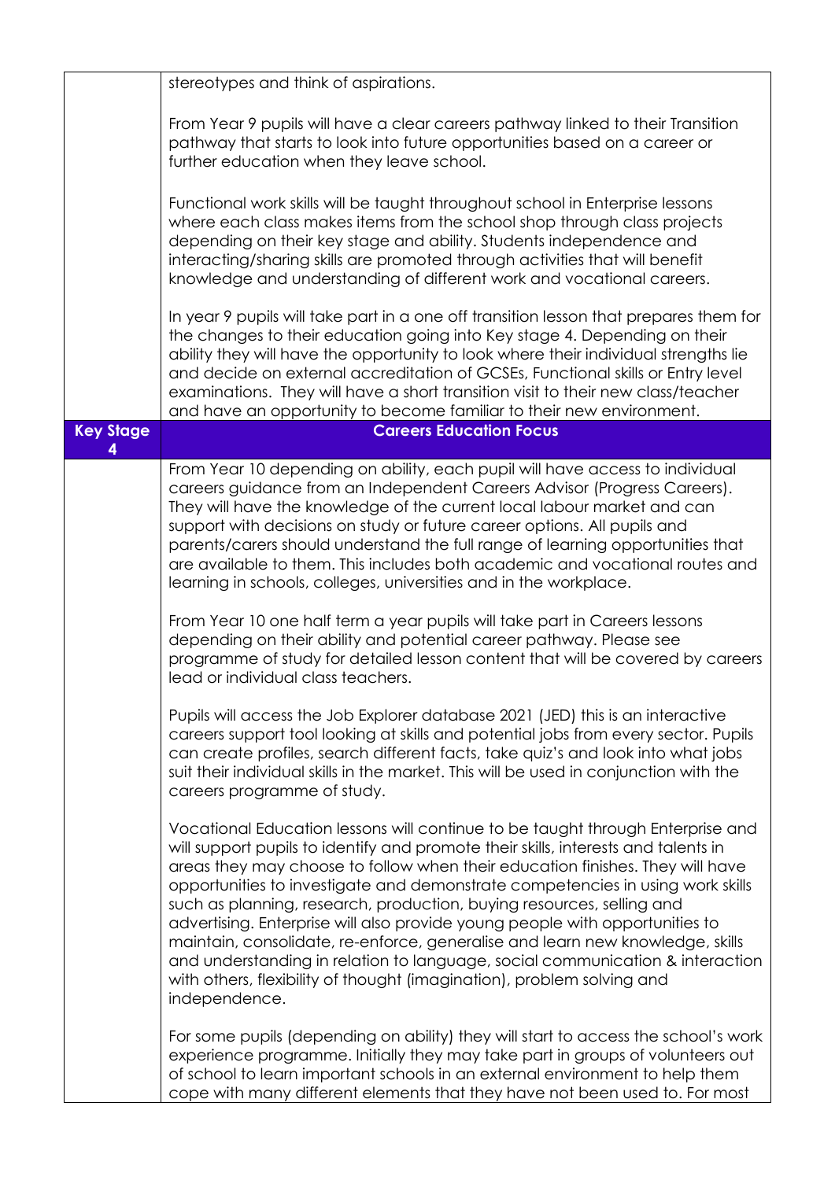| | |
|---|---|
| | stereotypes and think of aspirations.<br><br>From Year 9 pupils will have a clear careers pathway linked to their Transition pathway that starts to look into future opportunities based on a career or further education when they leave school.<br><br>Functional work skills will be taught throughout school in Enterprise lessons where each class makes items from the school shop through class projects depending on their key stage and ability. Students independence and interacting/sharing skills are promoted through activities that will benefit knowledge and understanding of different work and vocational careers.<br><br>In year 9 pupils will take part in a one off transition lesson that prepares them for the changes to their education going into Key stage 4. Depending on their ability they will have the opportunity to look where their individual strengths lie and decide on external accreditation of GCSEs, Functional skills or Entry level examinations. They will have a short transition visit to their new class/teacher and have an opportunity to become familiar to their new environment. |
| **Key Stage 4** | **Careers Education Focus** |
| | From Year 10 depending on ability, each pupil will have access to individual careers guidance from an Independent Careers Advisor (Progress Careers). They will have the knowledge of the current local labour market and can support with decisions on study or future career options. All pupils and parents/carers should understand the full range of learning opportunities that are available to them. This includes both academic and vocational routes and learning in schools, colleges, universities and in the workplace.<br><br>From Year 10 one half term a year pupils will take part in Careers lessons depending on their ability and potential career pathway. Please see programme of study for detailed lesson content that will be covered by careers lead or individual class teachers.<br><br>Pupils will access the Job Explorer database 2021 (JED) this is an interactive careers support tool looking at skills and potential jobs from every sector. Pupils can create profiles, search different facts, take quiz's and look into what jobs suit their individual skills in the market. This will be used in conjunction with the careers programme of study.<br><br>Vocational Education lessons will continue to be taught through Enterprise and will support pupils to identify and promote their skills, interests and talents in areas they may choose to follow when their education finishes. They will have opportunities to investigate and demonstrate competencies in using work skills such as planning, research, production, buying resources, selling and advertising. Enterprise will also provide young people with opportunities to maintain, consolidate, re-enforce, generalise and learn new knowledge, skills and understanding in relation to language, social communication & interaction with others, flexibility of thought (imagination), problem solving and independence.<br><br>For some pupils (depending on ability) they will start to access the school's work experience programme. Initially they may take part in groups of volunteers out of school to learn important schools in an external environment to help them cope with many different elements that they have not been used to. For most |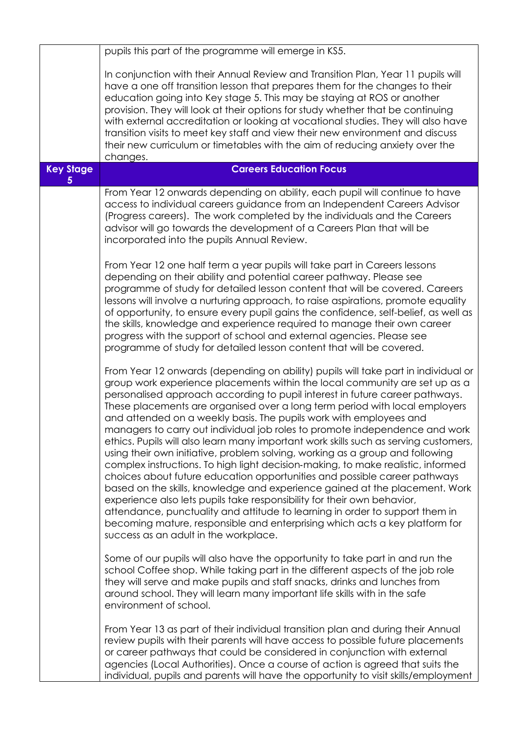| | pupils this part of the programme will emerge in KS5.<br><br>In conjunction with their Annual Review and Transition Plan, Year 11 pupils will have a one off transition lesson that prepares them for the changes to their education going into Key stage 5. This may be staying at ROS or another provision. They will look at their options for study whether that be continuing with external accreditation or looking at vocational studies. They will also have transition visits to meet key staff and view their new environment and discuss their new curriculum or timetables with the aim of reducing anxiety over the changes. |
|---|---|
| **Key Stage 5** | **Careers Education Focus** |
| | From Year 12 onwards depending on ability, each pupil will continue to have access to individual careers guidance from an Independent Careers Advisor (Progress careers). The work completed by the individuals and the Careers advisor will go towards the development of a Careers Plan that will be incorporated into the pupils Annual Review.<br><br>From Year 12 one half term a year pupils will take part in Careers lessons depending on their ability and potential career pathway. Please see programme of study for detailed lesson content that will be covered. Careers lessons will involve a nurturing approach, to raise aspirations, promote equality of opportunity, to ensure every pupil gains the confidence, self-belief, as well as the skills, knowledge and experience required to manage their own career progress with the support of school and external agencies. Please see programme of study for detailed lesson content that will be covered.<br><br>From Year 12 onwards (depending on ability) pupils will take part in individual or group work experience placements within the local community are set up as a personalised approach according to pupil interest in future career pathways. These placements are organised over a long term period with local employers and attended on a weekly basis. The pupils work with employees and managers to carry out individual job roles to promote independence and work ethics. Pupils will also learn many important work skills such as serving customers, using their own initiative, problem solving, working as a group and following complex instructions. To high light decision-making, to make realistic, informed choices about future education opportunities and possible career pathways based on the skills, knowledge and experience gained at the placement. Work experience also lets pupils take responsibility for their own behavior, attendance, punctuality and attitude to learning in order to support them in becoming mature, responsible and enterprising which acts a key platform for success as an adult in the workplace.<br><br>Some of our pupils will also have the opportunity to take part in and run the school Coffee shop. While taking part in the different aspects of the job role they will serve and make pupils and staff snacks, drinks and lunches from around school. They will learn many important life skills with in the safe environment of school.<br><br>From Year 13 as part of their individual transition plan and during their Annual review pupils with their parents will have access to possible future placements or career pathways that could be considered in conjunction with external agencies (Local Authorities). Once a course of action is agreed that suits the individual, pupils and parents will have the opportunity to visit skills/employment |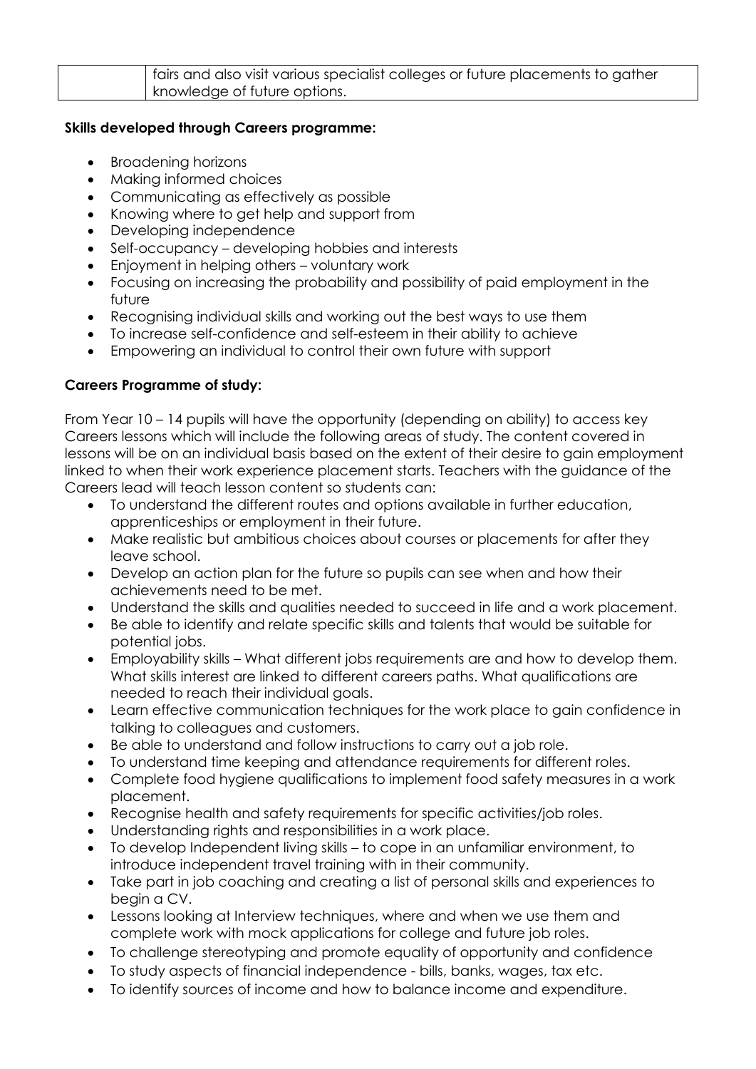| | |
|---|---|
| | fairs and also visit various specialist colleges or future placements to gather knowledge of future options. |

**Skills developed through Careers programme:**

- Broadening horizons
- Making informed choices
- Communicating as effectively as possible
- Knowing where to get help and support from
- Developing independence
- Self-occupancy – developing hobbies and interests
- Enjoyment in helping others – voluntary work
- Focusing on increasing the probability and possibility of paid employment in the future
- Recognising individual skills and working out the best ways to use them
- To increase self-confidence and self-esteem in their ability to achieve
- Empowering an individual to control their own future with support

**Careers Programme of study:**

From Year 10 – 14 pupils will have the opportunity (depending on ability) to access key Careers lessons which will include the following areas of study. The content covered in lessons will be on an individual basis based on the extent of their desire to gain employment linked to when their work experience placement starts. Teachers with the guidance of the Careers lead will teach lesson content so students can:

- To understand the different routes and options available in further education, apprenticeships or employment in their future.
- Make realistic but ambitious choices about courses or placements for after they leave school.
- Develop an action plan for the future so pupils can see when and how their achievements need to be met.
- Understand the skills and qualities needed to succeed in life and a work placement.
- Be able to identify and relate specific skills and talents that would be suitable for potential jobs.
- Employability skills – What different jobs requirements are and how to develop them. What skills interest are linked to different careers paths. What qualifications are needed to reach their individual goals.
- Learn effective communication techniques for the work place to gain confidence in talking to colleagues and customers.
- Be able to understand and follow instructions to carry out a job role.
- To understand time keeping and attendance requirements for different roles.
- Complete food hygiene qualifications to implement food safety measures in a work placement.
- Recognise health and safety requirements for specific activities/job roles.
- Understanding rights and responsibilities in a work place.
- To develop Independent living skills – to cope in an unfamiliar environment, to introduce independent travel training with in their community.
- Take part in job coaching and creating a list of personal skills and experiences to begin a CV.
- Lessons looking at Interview techniques, where and when we use them and complete work with mock applications for college and future job roles.
- To challenge stereotyping and promote equality of opportunity and confidence
- To study aspects of financial independence - bills, banks, wages, tax etc.
- To identify sources of income and how to balance income and expenditure.